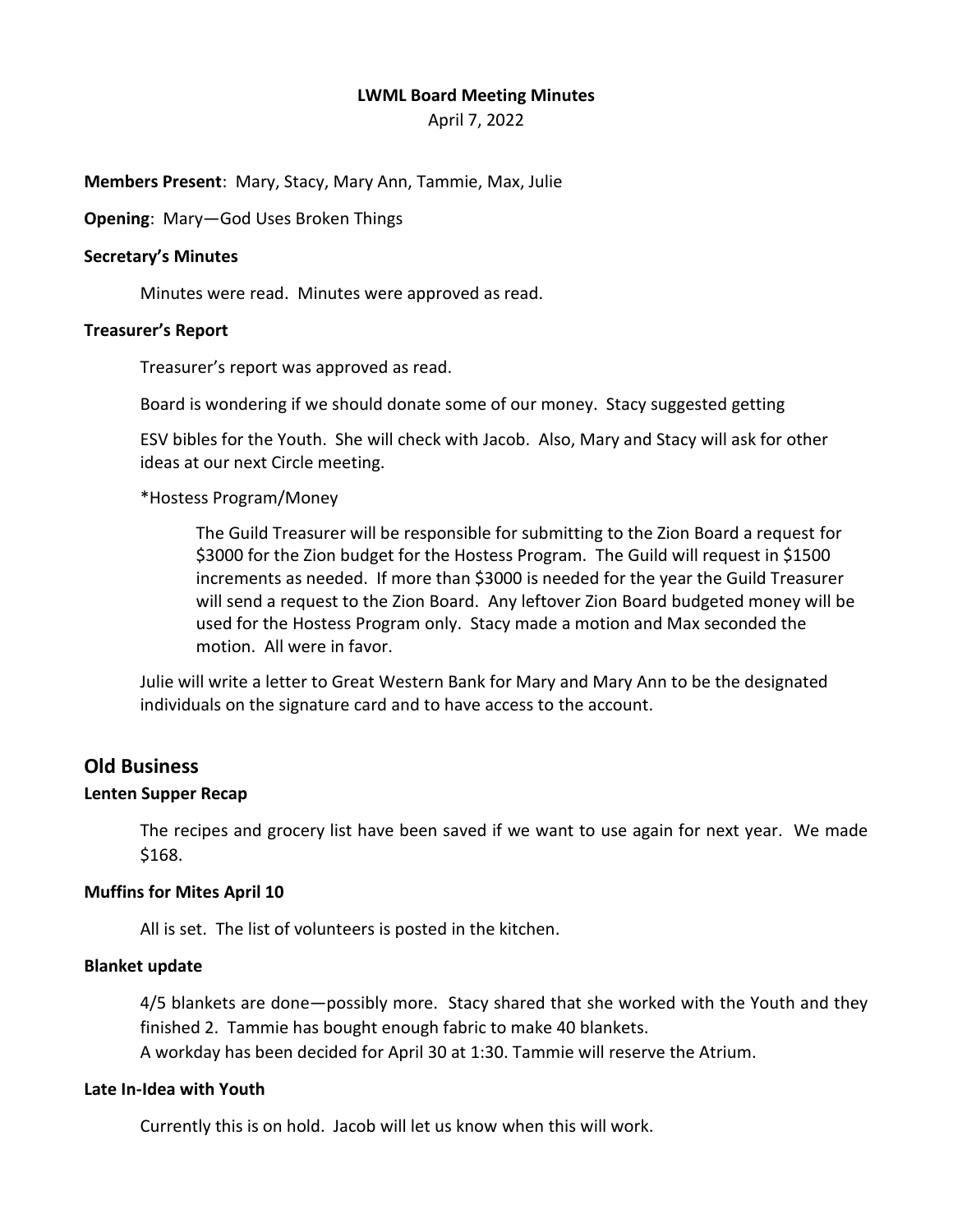**LWML Board Meeting Minutes**

April 7, 2022

**Members Present**: Mary, Stacy, Mary Ann, Tammie, Max, Julie

**Opening**: Mary—God Uses Broken Things

**Secretary's Minutes**

Minutes were read. Minutes were approved as read.

**Treasurer's Report**

Treasurer's report was approved as read.

Board is wondering if we should donate some of our money. Stacy suggested getting

ESV bibles for the Youth. She will check with Jacob. Also, Mary and Stacy will ask for other ideas at our next Circle meeting.

*Hostess Program/Money

The Guild Treasurer will be responsible for submitting to the Zion Board a request for $3000 for the Zion budget for the Hostess Program. The Guild will request in $1500 increments as needed. If more than $3000 is needed for the year the Guild Treasurer will send a request to the Zion Board. Any leftover Zion Board budgeted money will be used for the Hostess Program only. Stacy made a motion and Max seconded the motion. All were in favor.

Julie will write a letter to Great Western Bank for Mary and Mary Ann to be the designated individuals on the signature card and to have access to the account.

## Old Business

**Lenten Supper Recap**

The recipes and grocery list have been saved if we want to use again for next year. We made $168.

**Muffins for Mites April 10**

All is set. The list of volunteers is posted in the kitchen.

**Blanket update**

4/5 blankets are done—possibly more. Stacy shared that she worked with the Youth and they finished 2. Tammie has bought enough fabric to make 40 blankets.
A workday has been decided for April 30 at 1:30. Tammie will reserve the Atrium.

**Late In-Idea with Youth**

Currently this is on hold. Jacob will let us know when this will work.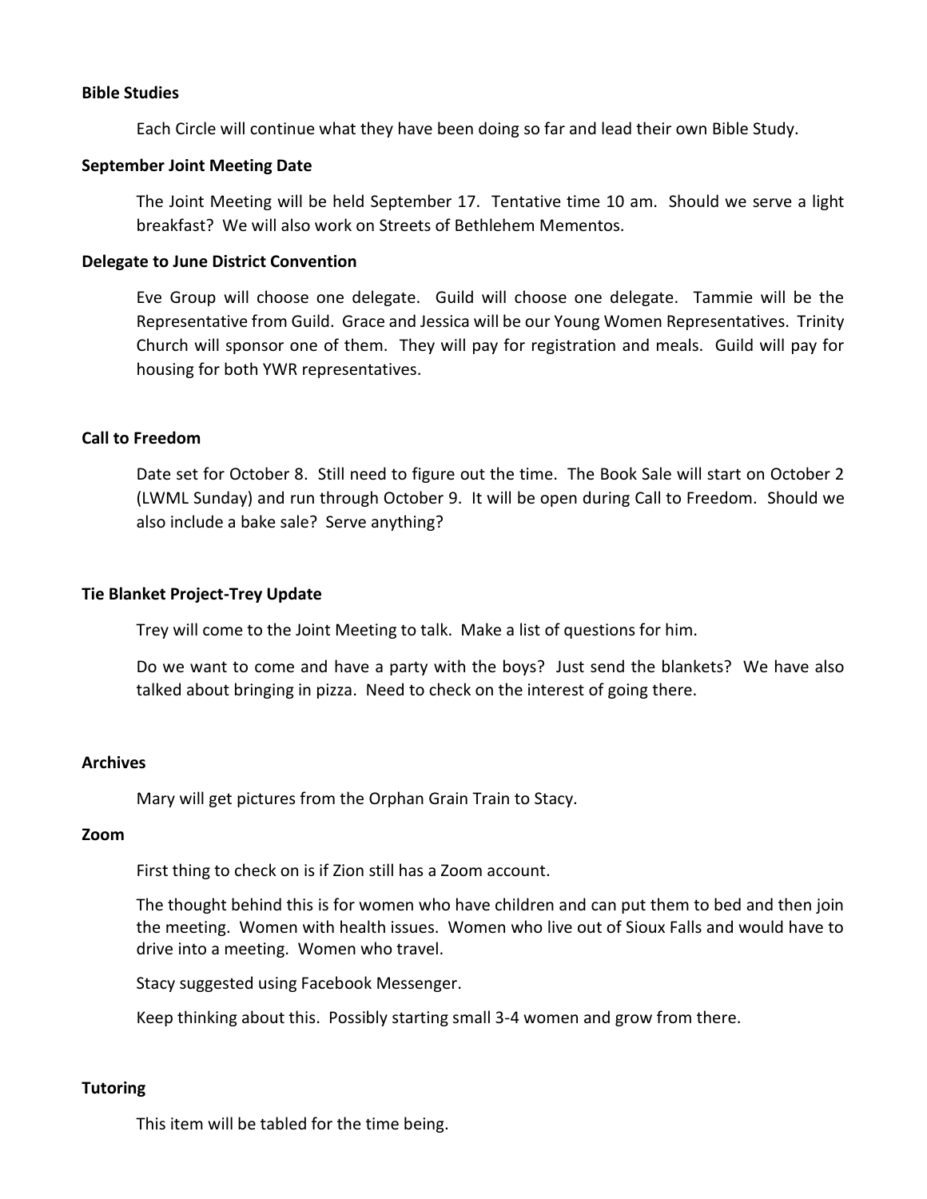**Bible Studies**

Each Circle will continue what they have been doing so far and lead their own Bible Study.

**September Joint Meeting Date**

The Joint Meeting will be held September 17. Tentative time 10 am. Should we serve a light breakfast? We will also work on Streets of Bethlehem Mementos.

**Delegate to June District Convention**

Eve Group will choose one delegate. Guild will choose one delegate. Tammie will be the Representative from Guild. Grace and Jessica will be our Young Women Representatives. Trinity Church will sponsor one of them. They will pay for registration and meals. Guild will pay for housing for both YWR representatives.

**Call to Freedom**

Date set for October 8. Still need to figure out the time. The Book Sale will start on October 2 (LWML Sunday) and run through October 9. It will be open during Call to Freedom. Should we also include a bake sale? Serve anything?

**Tie Blanket Project-Trey Update**

Trey will come to the Joint Meeting to talk. Make a list of questions for him.

Do we want to come and have a party with the boys? Just send the blankets? We have also talked about bringing in pizza. Need to check on the interest of going there.

**Archives**

Mary will get pictures from the Orphan Grain Train to Stacy.

**Zoom**

First thing to check on is if Zion still has a Zoom account.

The thought behind this is for women who have children and can put them to bed and then join the meeting. Women with health issues. Women who live out of Sioux Falls and would have to drive into a meeting. Women who travel.

Stacy suggested using Facebook Messenger.

Keep thinking about this. Possibly starting small 3-4 women and grow from there.

**Tutoring**

This item will be tabled for the time being.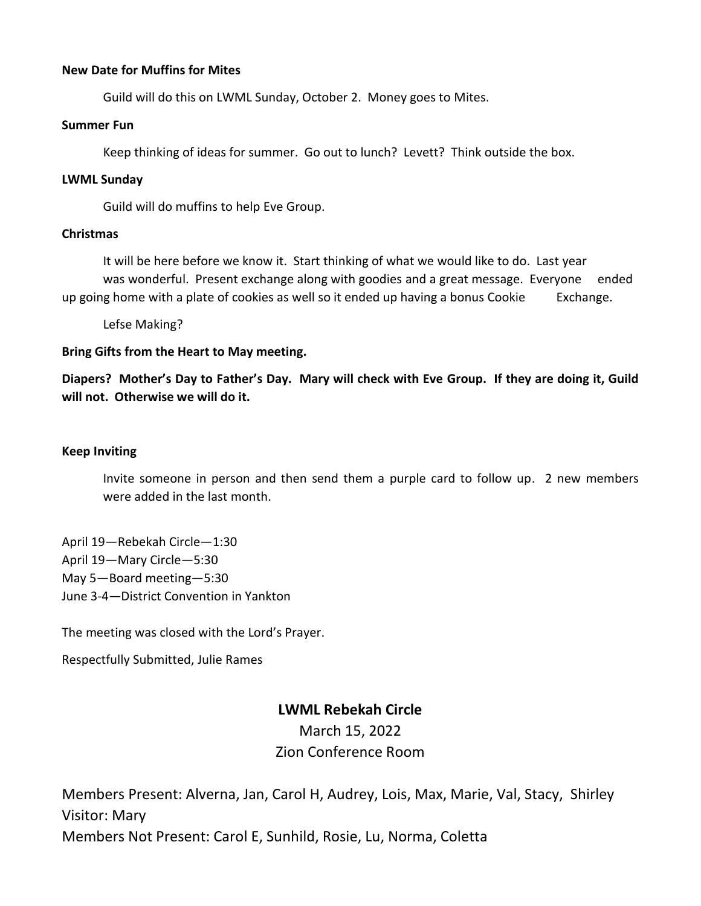**New Date for Muffins for Mites**

Guild will do this on LWML Sunday, October 2. Money goes to Mites.

**Summer Fun**

Keep thinking of ideas for summer. Go out to lunch? Levett? Think outside the box.

**LWML Sunday**

Guild will do muffins to help Eve Group.

**Christmas**

It will be here before we know it. Start thinking of what we would like to do. Last year was wonderful. Present exchange along with goodies and a great message. Everyone ended up going home with a plate of cookies as well so it ended up having a bonus Cookie Exchange.

Lefse Making?

**Bring Gifts from the Heart to May meeting.**

**Diapers? Mother's Day to Father's Day. Mary will check with Eve Group. If they are doing it, Guild will not. Otherwise we will do it.**

**Keep Inviting**

Invite someone in person and then send them a purple card to follow up. 2 new members were added in the last month.

April 19—Rebekah Circle—1:30
April 19—Mary Circle—5:30
May 5—Board meeting—5:30
June 3-4—District Convention in Yankton

The meeting was closed with the Lord's Prayer.

Respectfully Submitted, Julie Rames

## LWML Rebekah Circle

March 15, 2022
Zion Conference Room

Members Present: Alverna, Jan, Carol H, Audrey, Lois, Max, Marie, Val, Stacy, Shirley
Visitor: Mary
Members Not Present: Carol E, Sunhild, Rosie, Lu, Norma, Coletta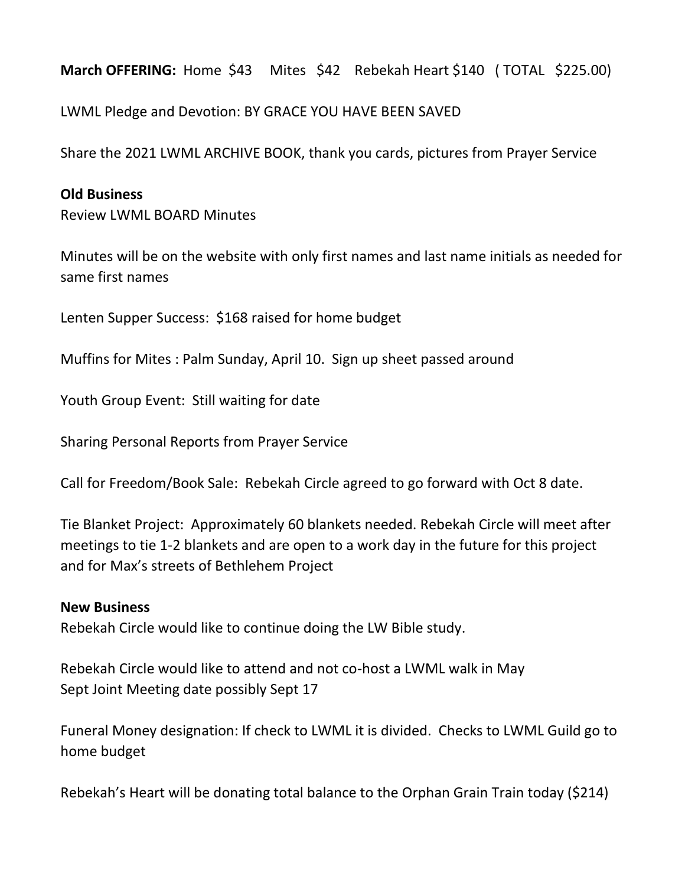**March OFFERING:** Home $43 Mites $42 Rebekah Heart $140 ( TOTAL $225.00)

LWML Pledge and Devotion: BY GRACE YOU HAVE BEEN SAVED

Share the 2021 LWML ARCHIVE BOOK, thank you cards, pictures from Prayer Service

**Old Business**

Review LWML BOARD Minutes

Minutes will be on the website with only first names and last name initials as needed for same first names

Lenten Supper Success: $168 raised for home budget

Muffins for Mites : Palm Sunday, April 10. Sign up sheet passed around

Youth Group Event: Still waiting for date

Sharing Personal Reports from Prayer Service

Call for Freedom/Book Sale: Rebekah Circle agreed to go forward with Oct 8 date.

Tie Blanket Project: Approximately 60 blankets needed. Rebekah Circle will meet after meetings to tie 1-2 blankets and are open to a work day in the future for this project and for Max's streets of Bethlehem Project

**New Business**

Rebekah Circle would like to continue doing the LW Bible study.

Rebekah Circle would like to attend and not co-host a LWML walk in May
Sept Joint Meeting date possibly Sept 17

Funeral Money designation: If check to LWML it is divided. Checks to LWML Guild go to home budget

Rebekah's Heart will be donating total balance to the Orphan Grain Train today ($214)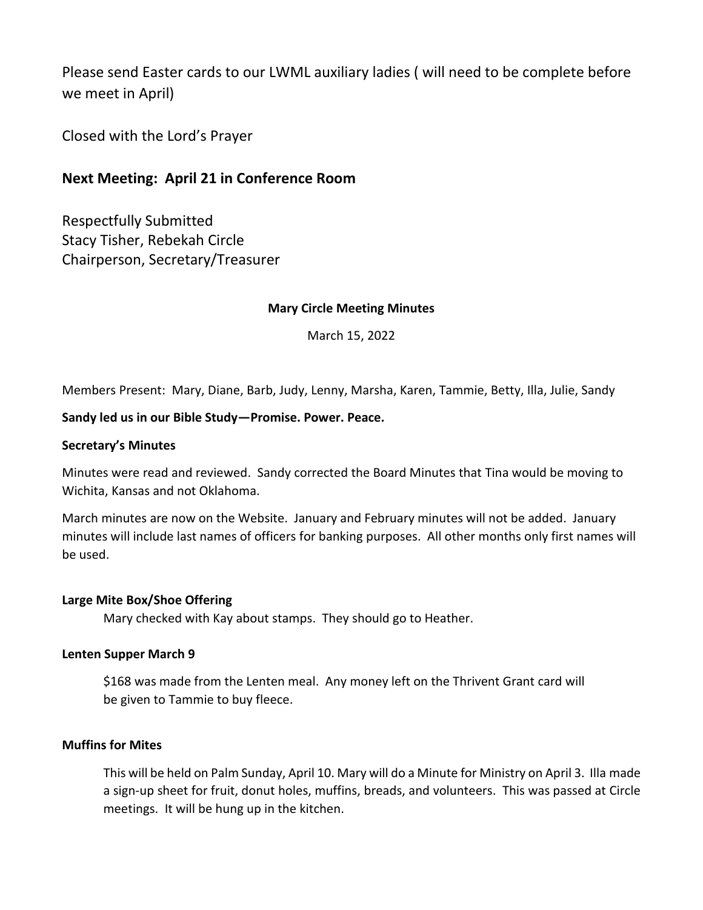Please send Easter cards to our LWML auxiliary ladies ( will need to be complete before we meet in April)

Closed with the Lord's Prayer

### Next Meeting: April 21 in Conference Room

Respectfully Submitted
Stacy Tisher, Rebekah Circle
Chairperson, Secretary/Treasurer

**Mary Circle Meeting Minutes**

March 15, 2022

Members Present: Mary, Diane, Barb, Judy, Lenny, Marsha, Karen, Tammie, Betty, Illa, Julie, Sandy

**Sandy led us in our Bible Study—Promise. Power. Peace.**

**Secretary's Minutes**

Minutes were read and reviewed. Sandy corrected the Board Minutes that Tina would be moving to Wichita, Kansas and not Oklahoma.

March minutes are now on the Website. January and February minutes will not be added. January minutes will include last names of officers for banking purposes. All other months only first names will be used.

**Large Mite Box/Shoe Offering**

Mary checked with Kay about stamps. They should go to Heather.

**Lenten Supper March 9**

$168 was made from the Lenten meal. Any money left on the Thrivent Grant card will be given to Tammie to buy fleece.

**Muffins for Mites**

This will be held on Palm Sunday, April 10. Mary will do a Minute for Ministry on April 3. Illa made a sign-up sheet for fruit, donut holes, muffins, breads, and volunteers. This was passed at Circle meetings. It will be hung up in the kitchen.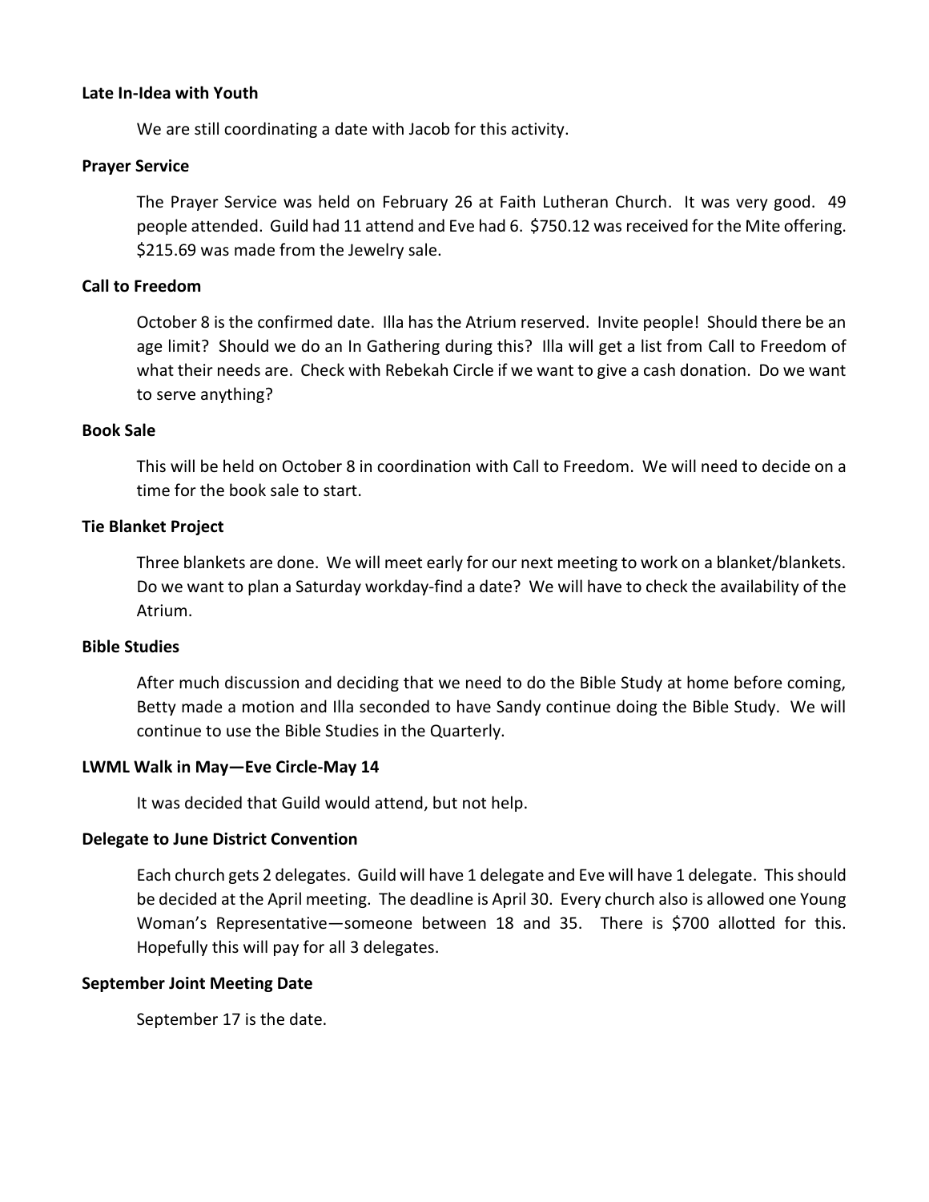**Late In-Idea with Youth**

We are still coordinating a date with Jacob for this activity.

**Prayer Service**

The Prayer Service was held on February 26 at Faith Lutheran Church. It was very good. 49 people attended. Guild had 11 attend and Eve had 6. $750.12 was received for the Mite offering. $215.69 was made from the Jewelry sale.

**Call to Freedom**

October 8 is the confirmed date. Illa has the Atrium reserved. Invite people! Should there be an age limit? Should we do an In Gathering during this? Illa will get a list from Call to Freedom of what their needs are. Check with Rebekah Circle if we want to give a cash donation. Do we want to serve anything?

**Book Sale**

This will be held on October 8 in coordination with Call to Freedom. We will need to decide on a time for the book sale to start.

**Tie Blanket Project**

Three blankets are done. We will meet early for our next meeting to work on a blanket/blankets. Do we want to plan a Saturday workday-find a date? We will have to check the availability of the Atrium.

**Bible Studies**

After much discussion and deciding that we need to do the Bible Study at home before coming, Betty made a motion and Illa seconded to have Sandy continue doing the Bible Study. We will continue to use the Bible Studies in the Quarterly.

**LWML Walk in May—Eve Circle-May 14**

It was decided that Guild would attend, but not help.

**Delegate to June District Convention**

Each church gets 2 delegates. Guild will have 1 delegate and Eve will have 1 delegate. This should be decided at the April meeting. The deadline is April 30. Every church also is allowed one Young Woman's Representative—someone between 18 and 35. There is $700 allotted for this. Hopefully this will pay for all 3 delegates.

**September Joint Meeting Date**

September 17 is the date.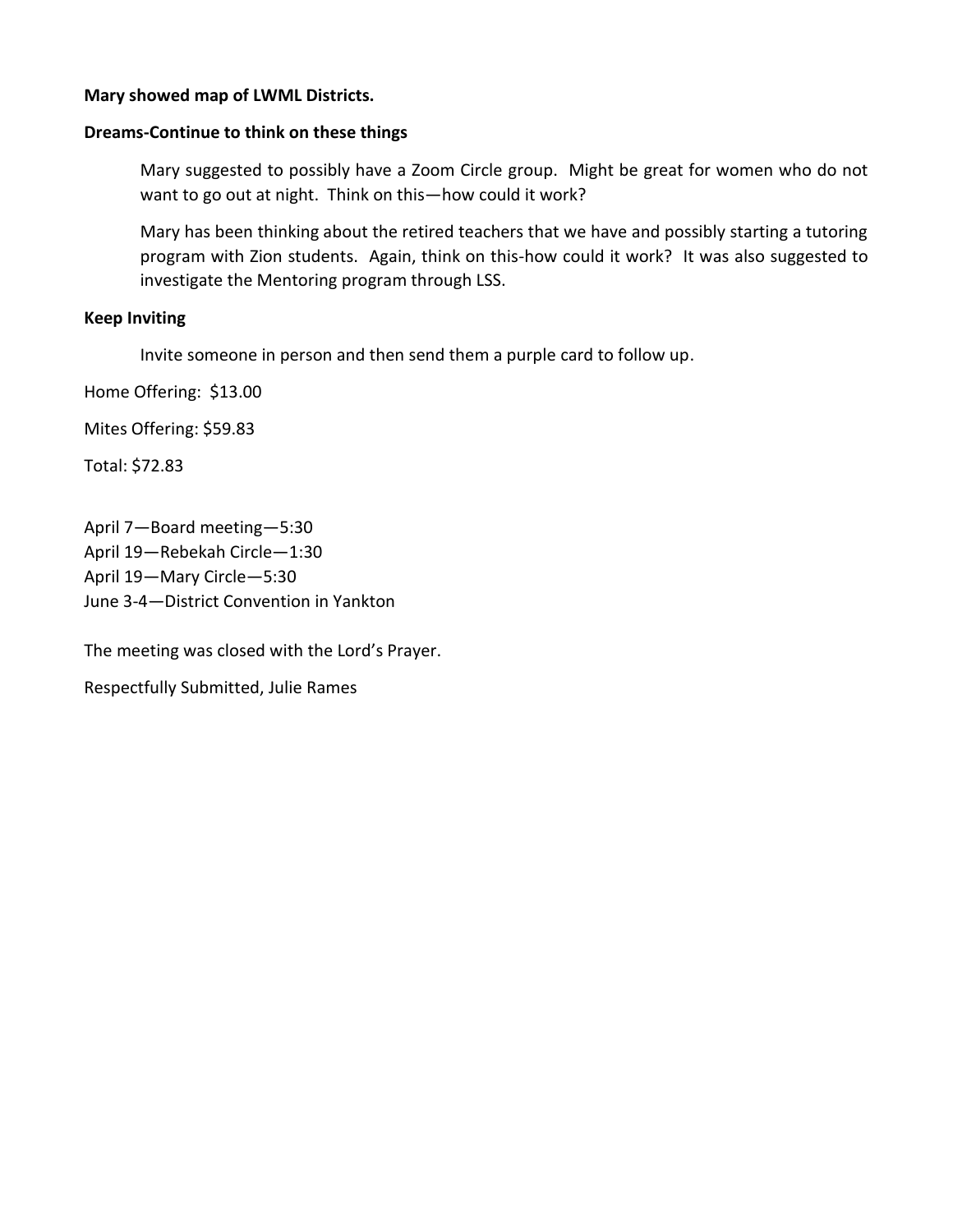**Mary showed map of LWML Districts.**

**Dreams-Continue to think on these things**

Mary suggested to possibly have a Zoom Circle group. Might be great for women who do not want to go out at night. Think on this—how could it work?

Mary has been thinking about the retired teachers that we have and possibly starting a tutoring program with Zion students. Again, think on this-how could it work? It was also suggested to investigate the Mentoring program through LSS.

**Keep Inviting**

Invite someone in person and then send them a purple card to follow up.

Home Offering: $13.00

Mites Offering: $59.83

Total: $72.83

April 7—Board meeting—5:30
April 19—Rebekah Circle—1:30
April 19—Mary Circle—5:30
June 3-4—District Convention in Yankton

The meeting was closed with the Lord's Prayer.

Respectfully Submitted, Julie Rames